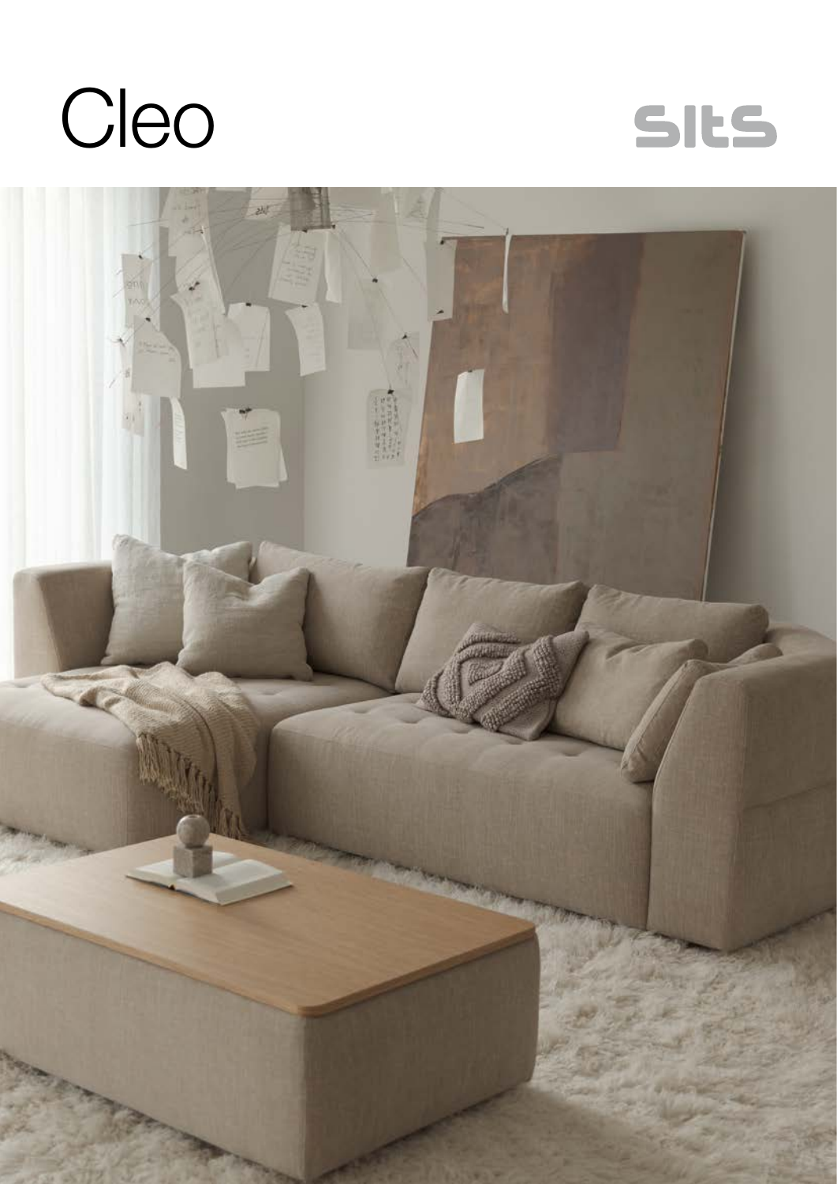# Cleo

sits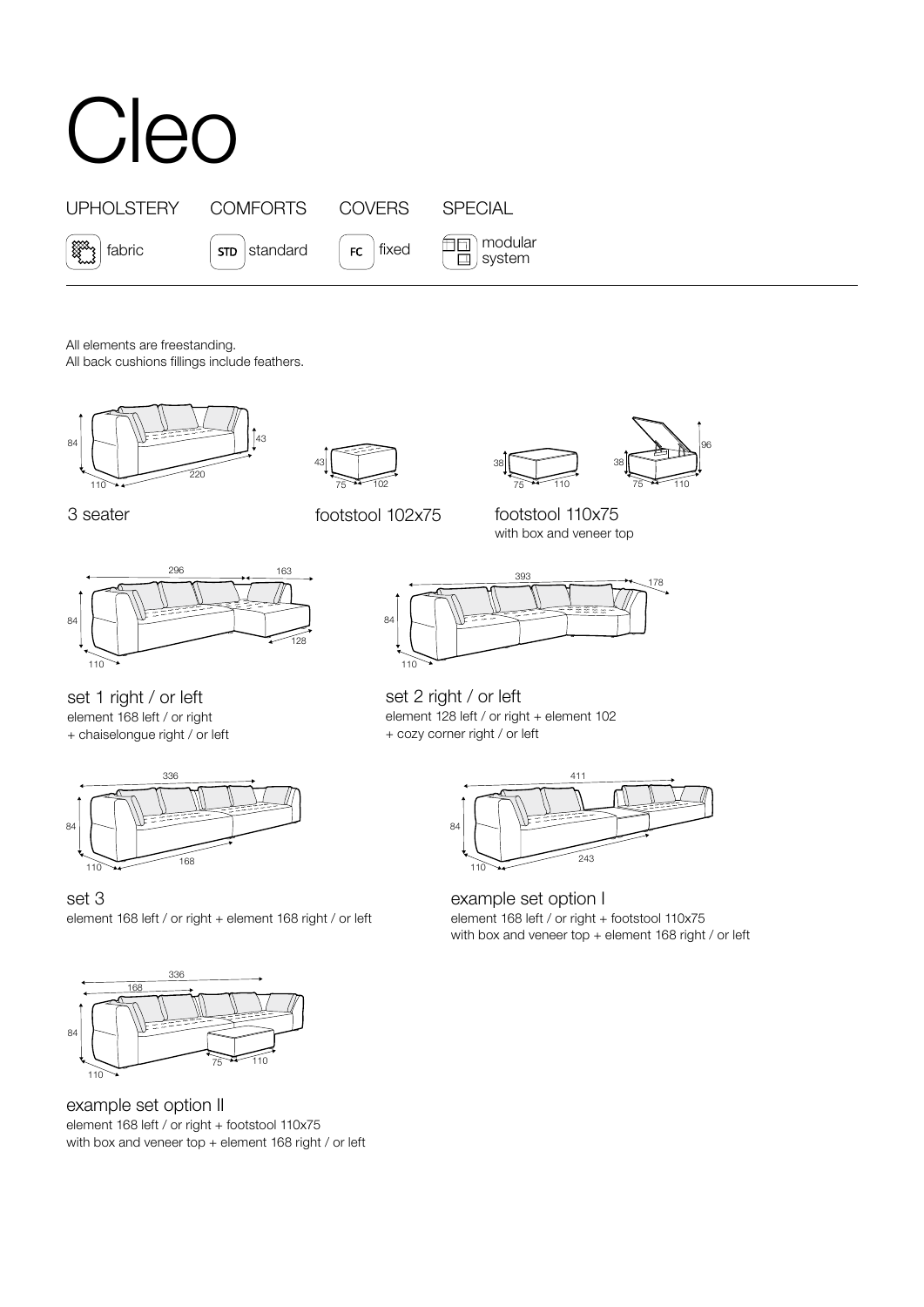# Cleo

| UPHOLSTERY | COMFORTS | COVERS | SPECIAL |
| --- | --- | --- | --- |
| fabric | STD standard | FC fixed | modular system |

All elements are freestanding.
All back cushions fillings include feathers.

3 seater

footstool 102x75

footstool 110x75
with box and veneer top

set 1 right / or left
element 168 left / or right
+ chaiselongue right / or left

set 2 right / or left
element 128 left / or right + element 102
+ cozy corner right / or left

set 3
element 168 left / or right + element 168 right / or left

example set option I
element 168 left / or right + footstool 110x75
with box and veneer top + element 168 right / or left

example set option II
element 168 left / or right + footstool 110x75
with box and veneer top + element 168 right / or left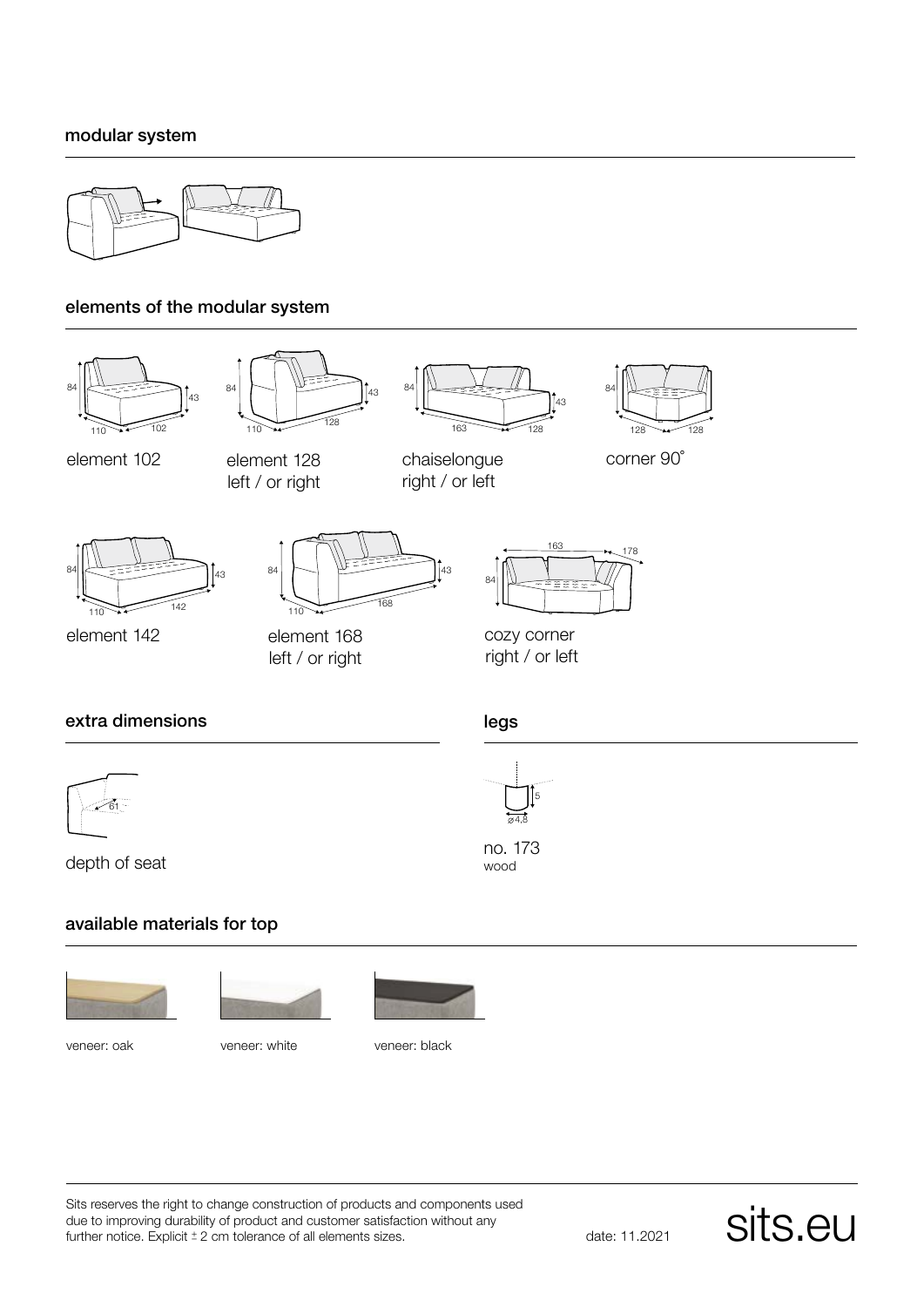## modular system

## elements of the modular system

84
43
110
102

element 102

84
43
110
128

element 128
left / or right

84
43
163
128

chaiselongue
right / or left

84
128
128

corner 90˚

84
43
110
142

element 142

84
43
110
168

element 168
left / or right

163
178
84

cozy corner
right / or left

## extra dimensions

61

depth of seat

## legs

5
⌀4,8

no. 173
wood

## available materials for top

veneer: oak

veneer: white

veneer: black

Sits reserves the right to change construction of products and components used due to improving durability of product and customer satisfaction without any further notice. Explicit ± 2 cm tolerance of all elements sizes.

date: 11.2021

sits.eu